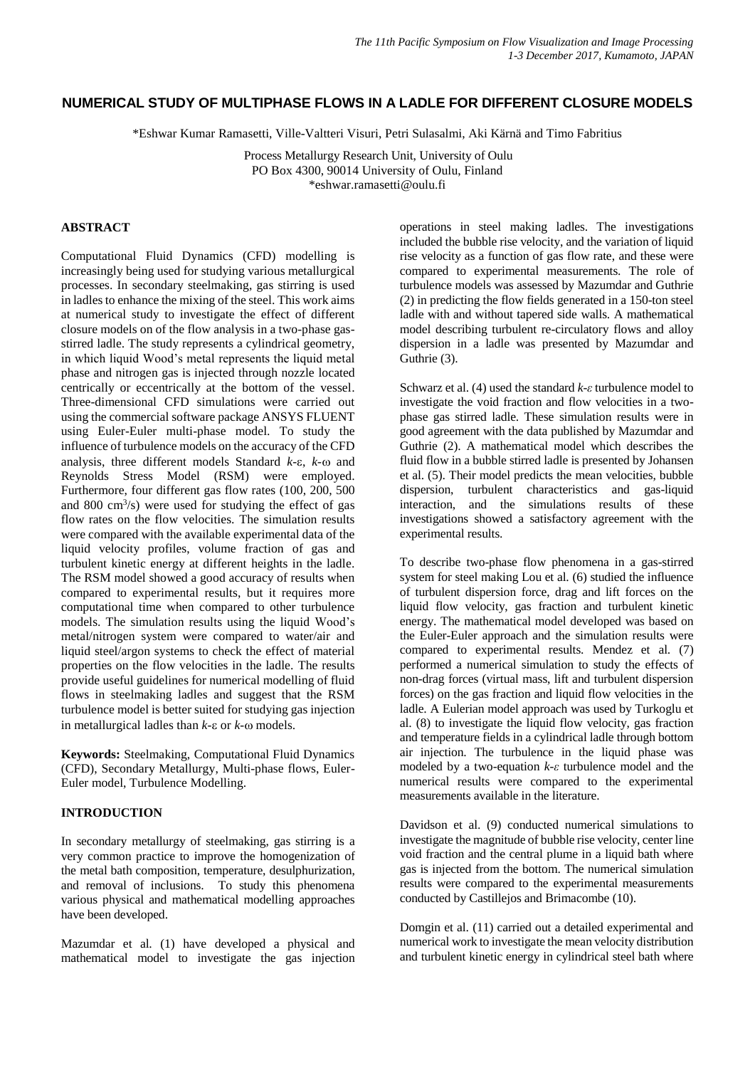# NUMERICAL STUDY OF MULTIPHASE FLOWS IN A LADLE FOR DIFFERENT CLOSURE MODELS

*Eshwar Kumar Ramasetti, Ville-Valtteri Visuri, Petri Sulasalmi, Aki Kärnä and Timo Fabritius

Process Metallurgy Research Unit, University of Oulu
PO Box 4300, 90014 University of Oulu, Finland
*eshwar.ramasetti@oulu.fi

## ABSTRACT

Computational Fluid Dynamics (CFD) modelling is increasingly being used for studying various metallurgical processes. In secondary steelmaking, gas stirring is used in ladles to enhance the mixing of the steel. This work aims at numerical study to investigate the effect of different closure models on of the flow analysis in a two-phase gas-stirred ladle. The study represents a cylindrical geometry, in which liquid Wood's metal represents the liquid metal phase and nitrogen gas is injected through nozzle located centrically or eccentrically at the bottom of the vessel. Three-dimensional CFD simulations were carried out using the commercial software package ANSYS FLUENT using Euler-Euler multi-phase model. To study the influence of turbulence models on the accuracy of the CFD analysis, three different models Standard $k$-$\varepsilon$, $k$-$\omega$ and Reynolds Stress Model (RSM) were employed. Furthermore, four different gas flow rates (100, 200, 500 and 800 $cm^3/s$) were used for studying the effect of gas flow rates on the flow velocities. The simulation results were compared with the available experimental data of the liquid velocity profiles, volume fraction of gas and turbulent kinetic energy at different heights in the ladle. The RSM model showed a good accuracy of results when compared to experimental results, but it requires more computational time when compared to other turbulence models. The simulation results using the liquid Wood's metal/nitrogen system were compared to water/air and liquid steel/argon systems to check the effect of material properties on the flow velocities in the ladle. The results provide useful guidelines for numerical modelling of fluid flows in steelmaking ladles and suggest that the RSM turbulence model is better suited for studying gas injection in metallurgical ladles than $k$-$\varepsilon$ or $k$-$\omega$ models.

**Keywords:** Steelmaking, Computational Fluid Dynamics (CFD), Secondary Metallurgy, Multi-phase flows, Euler-Euler model, Turbulence Modelling.

## INTRODUCTION

In secondary metallurgy of steelmaking, gas stirring is a very common practice to improve the homogenization of the metal bath composition, temperature, desulphurization, and removal of inclusions. To study this phenomena various physical and mathematical modelling approaches have been developed.

Mazumdar et al. (1) have developed a physical and mathematical model to investigate the gas injection operations in steel making ladles. The investigations included the bubble rise velocity, and the variation of liquid rise velocity as a function of gas flow rate, and these were compared to experimental measurements. The role of turbulence models was assessed by Mazumdar and Guthrie (2) in predicting the flow fields generated in a 150-ton steel ladle with and without tapered side walls. A mathematical model describing turbulent re-circulatory flows and alloy dispersion in a ladle was presented by Mazumdar and Guthrie (3).

Schwarz et al. (4) used the standard $k$-$\varepsilon$ turbulence model to investigate the void fraction and flow velocities in a two-phase gas stirred ladle. These simulation results were in good agreement with the data published by Mazumdar and Guthrie (2). A mathematical model which describes the fluid flow in a bubble stirred ladle is presented by Johansen et al. (5). Their model predicts the mean velocities, bubble dispersion, turbulent characteristics and gas-liquid interaction, and the simulations results of these investigations showed a satisfactory agreement with the experimental results.

To describe two-phase flow phenomena in a gas-stirred system for steel making Lou et al. (6) studied the influence of turbulent dispersion force, drag and lift forces on the liquid flow velocity, gas fraction and turbulent kinetic energy. The mathematical model developed was based on the Euler-Euler approach and the simulation results were compared to experimental results. Mendez et al. (7) performed a numerical simulation to study the effects of non-drag forces (virtual mass, lift and turbulent dispersion forces) on the gas fraction and liquid flow velocities in the ladle. A Eulerian model approach was used by Turkoglu et al. (8) to investigate the liquid flow velocity, gas fraction and temperature fields in a cylindrical ladle through bottom air injection. The turbulence in the liquid phase was modeled by a two-equation $k$-$\varepsilon$ turbulence model and the numerical results were compared to the experimental measurements available in the literature.

Davidson et al. (9) conducted numerical simulations to investigate the magnitude of bubble rise velocity, center line void fraction and the central plume in a liquid bath where gas is injected from the bottom. The numerical simulation results were compared to the experimental measurements conducted by Castillejos and Brimacombe (10).

Domgin et al. (11) carried out a detailed experimental and numerical work to investigate the mean velocity distribution and turbulent kinetic energy in cylindrical steel bath where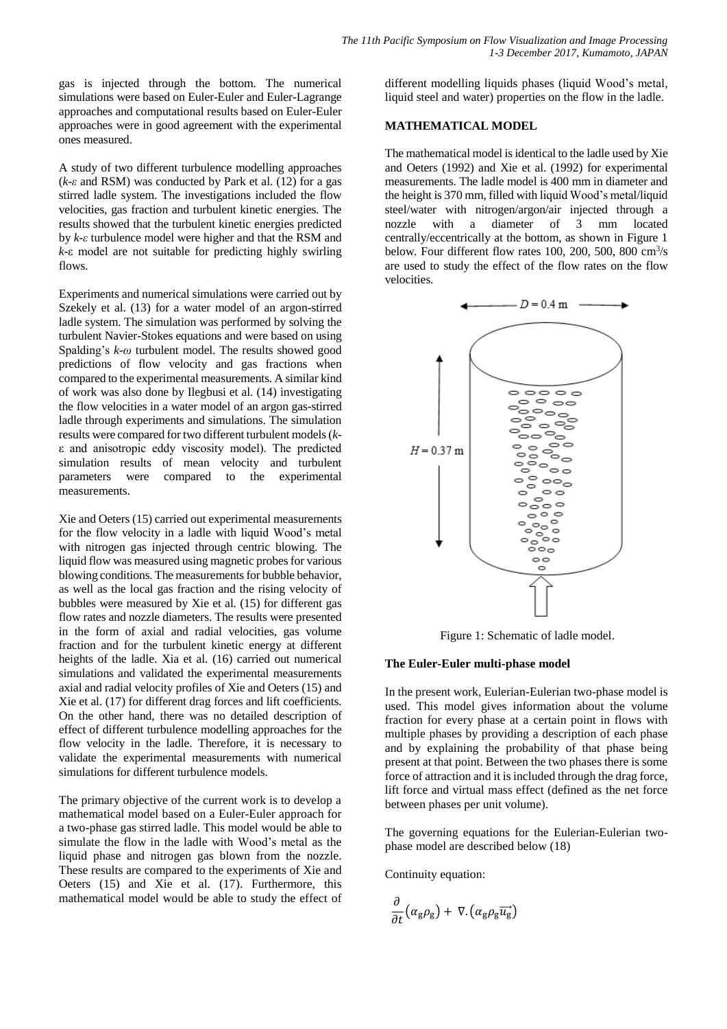gas is injected through the bottom. The numerical simulations were based on Euler-Euler and Euler-Lagrange approaches and computational results based on Euler-Euler approaches were in good agreement with the experimental ones measured.

A study of two different turbulence modelling approaches ($k$-$\varepsilon$ and RSM) was conducted by Park et al. (12) for a gas stirred ladle system. The investigations included the flow velocities, gas fraction and turbulent kinetic energies. The results showed that the turbulent kinetic energies predicted by $k$-$\varepsilon$ turbulence model were higher and that the RSM and $k$-$\varepsilon$ model are not suitable for predicting highly swirling flows.

Experiments and numerical simulations were carried out by Szekely et al. (13) for a water model of an argon-stirred ladle system. The simulation was performed by solving the turbulent Navier-Stokes equations and were based on using Spalding's $k$-$\omega$ turbulent model. The results showed good predictions of flow velocity and gas fractions when compared to the experimental measurements. A similar kind of work was also done by Ilegbusi et al. (14) investigating the flow velocities in a water model of an argon gas-stirred ladle through experiments and simulations. The simulation results were compared for two different turbulent models ($k$-$\varepsilon$ and anisotropic eddy viscosity model). The predicted simulation results of mean velocity and turbulent parameters were compared to the experimental measurements.

Xie and Oeters (15) carried out experimental measurements for the flow velocity in a ladle with liquid Wood's metal with nitrogen gas injected through centric blowing. The liquid flow was measured using magnetic probes for various blowing conditions. The measurements for bubble behavior, as well as the local gas fraction and the rising velocity of bubbles were measured by Xie et al. (15) for different gas flow rates and nozzle diameters. The results were presented in the form of axial and radial velocities, gas volume fraction and for the turbulent kinetic energy at different heights of the ladle. Xia et al. (16) carried out numerical simulations and validated the experimental measurements axial and radial velocity profiles of Xie and Oeters (15) and Xie et al. (17) for different drag forces and lift coefficients. On the other hand, there was no detailed description of effect of different turbulence modelling approaches for the flow velocity in the ladle. Therefore, it is necessary to validate the experimental measurements with numerical simulations for different turbulence models.

The primary objective of the current work is to develop a mathematical model based on a Euler-Euler approach for a two-phase gas stirred ladle. This model would be able to simulate the flow in the ladle with Wood's metal as the liquid phase and nitrogen gas blown from the nozzle. These results are compared to the experiments of Xie and Oeters (15) and Xie et al. (17). Furthermore, this mathematical model would be able to study the effect of different modelling liquids phases (liquid Wood's metal, liquid steel and water) properties on the flow in the ladle.

## MATHEMATICAL MODEL

The mathematical model is identical to the ladle used by Xie and Oeters (1992) and Xie et al. (1992) for experimental measurements. The ladle model is 400 mm in diameter and the height is 370 mm, filled with liquid Wood's metal/liquid steel/water with nitrogen/argon/air injected through a nozzle with a diameter of 3 mm located centrally/eccentrically at the bottom, as shown in Figure 1 below. Four different flow rates 100, 200, 500, 800 $cm^3/s$ are used to study the effect of the flow rates on the flow velocities.

Figure 1: Schematic of ladle model.

### The Euler-Euler multi-phase model

In the present work, Eulerian-Eulerian two-phase model is used. This model gives information about the volume fraction for every phase at a certain point in flows with multiple phases by providing a description of each phase and by explaining the probability of that phase being present at that point. Between the two phases there is some force of attraction and it is included through the drag force, lift force and virtual mass effect (defined as the net force between phases per unit volume).

The governing equations for the Eulerian-Eulerian two-phase model are described below (18)

Continuity equation:

$$\frac{\partial}{\partial t}(\alpha_g \rho_g) + \nabla.(\alpha_g \rho_g \vec{u_g})$$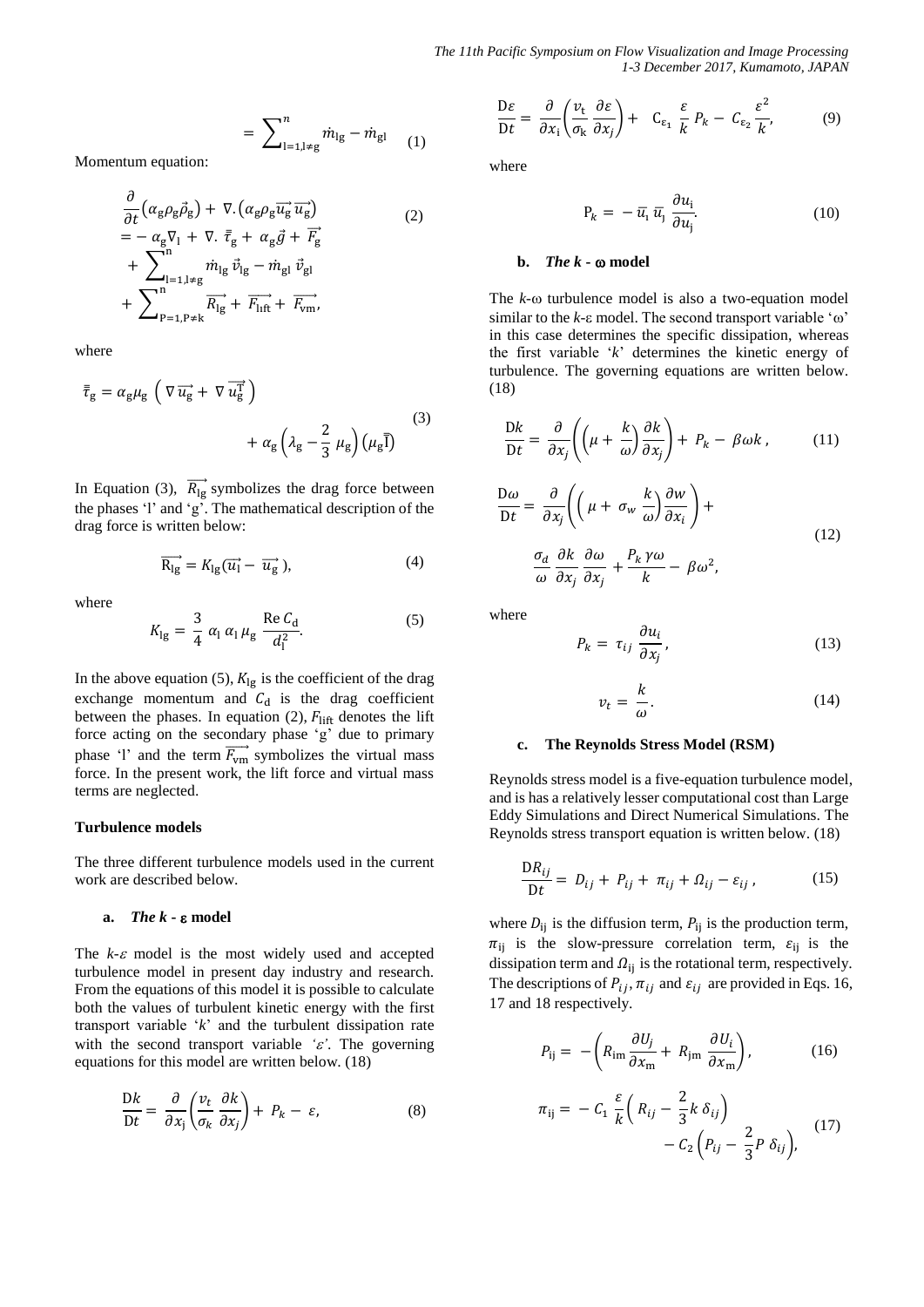$$= \sum_{\mathrm{l}=1,\mathrm{l}\neq \mathrm{g}}^{n} \dot{m}_{\mathrm{lg}} - \dot{m}_{\mathrm{gl}} \quad (1)$$

Momentum equation:

$$\begin{aligned} &\frac{\partial}{\partial t}\left(\alpha_{\mathrm{g}}\rho_{\mathrm{g}}\vec{\rho}_{\mathrm{g}}\right) + \nabla.\left(\alpha_{\mathrm{g}}\rho_{\mathrm{g}}\overrightarrow{u_{\mathrm{g}}}\,\overrightarrow{u_{\mathrm{g}}}\right) \\ &= -\,\alpha_{\mathrm{g}}\nabla_{\mathrm{l}} + \nabla.\,\bar{\bar{\tau}}_{\mathrm{g}} + \alpha_{\mathrm{g}}\vec{g} + \overrightarrow{F_{\mathrm{g}}} \\ &+ \sum_{\mathrm{l}=1,\mathrm{l}\neq \mathrm{g}}^{\mathrm{n}} \dot{m}_{\mathrm{lg}}\,\vec{v}_{\mathrm{lg}} - \dot{m}_{\mathrm{gl}}\,\vec{v}_{\mathrm{gl}} \\ &+ \sum_{\mathrm{P}=1,\mathrm{P}\neq \mathrm{k}}^{\mathrm{n}} \overrightarrow{R_{\mathrm{lg}}} + \overrightarrow{F_{\mathrm{lift}}} + \overrightarrow{F_{\mathrm{vm}}}, \end{aligned} \quad (2)$$

where

$$\bar{\bar{\tau}}_{\mathrm{g}} = \alpha_{\mathrm{g}}\mu_{\mathrm{g}}\left(\nabla\overrightarrow{u_{\mathrm{g}}} + \nabla\overrightarrow{u_{\mathrm{g}}^{\mathrm{T}}}\right) + \alpha_{\mathrm{g}}\left(\lambda_{\mathrm{g}} - \frac{2}{3}\,\mu_{\mathrm{g}}\right)\left(\mu_{\mathrm{g}}\bar{\bar{\mathrm{I}}}\right) \quad (3)$$

In Equation (3), $\overrightarrow{R_{\mathrm{lg}}}$ symbolizes the drag force between the phases 'l' and 'g'. The mathematical description of the drag force is written below:

$$\overrightarrow{\mathrm{R_{lg}}} = K_{\mathrm{lg}}(\overrightarrow{u_{\mathrm{l}}} - \overrightarrow{u_{\mathrm{g}}}), \quad (4)$$

where

$$K_{\mathrm{lg}} = \frac{3}{4}\,\alpha_{\mathrm{l}}\,\alpha_{\mathrm{l}}\,\mu_{\mathrm{g}}\,\frac{\mathrm{Re}\,C_{\mathrm{d}}}{d_{\mathrm{l}}^{2}}. \quad (5)$$

In the above equation (5), $K_{\mathrm{lg}}$ is the coefficient of the drag exchange momentum and $C_{\mathrm{d}}$ is the drag coefficient between the phases. In equation (2), $F_{\mathrm{lift}}$ denotes the lift force acting on the secondary phase 'g' due to primary phase 'l' and the term $\overrightarrow{F_{\mathrm{vm}}}$ symbolizes the virtual mass force. In the present work, the lift force and virtual mass terms are neglected.

**Turbulence models**

The three different turbulence models used in the current work are described below.

**a. *The k - ε* model**

The $k$-$\varepsilon$ model is the most widely used and accepted turbulence model in present day industry and research. From the equations of this model it is possible to calculate both the values of turbulent kinetic energy with the first transport variable '$k$' and the turbulent dissipation rate with the second transport variable *'$\varepsilon$'*. The governing equations for this model are written below. (18)

$$\frac{\mathrm{D}k}{\mathrm{D}t} = \frac{\partial}{\partial x_{\mathrm{j}}}\left(\frac{v_t}{\sigma_k}\frac{\partial k}{\partial x_j}\right) + P_k - \varepsilon, \quad (8)$$

$$\frac{\mathrm{D}\varepsilon}{\mathrm{D}t} = \frac{\partial}{\partial x_{\mathrm{i}}}\left(\frac{v_{\mathrm{t}}}{\sigma_{\mathrm{k}}}\frac{\partial \varepsilon}{\partial x_j}\right) + \mathrm{C}_{\varepsilon_1}\,\frac{\varepsilon}{k}\,P_k - C_{\varepsilon_2}\frac{\varepsilon^2}{k}, \quad (9)$$

where

$$\mathrm{P}_k = -\,\overline{u}_{\mathrm{i}}\,\overline{u}_{\mathrm{j}}\,\frac{\partial u_{\mathrm{i}}}{\partial u_{\mathrm{j}}}. \quad (10)$$

**b. *The k - ω* model**

The $k$-ω turbulence model is also a two-equation model similar to the $k$-ε model. The second transport variable 'ω' in this case determines the specific dissipation, whereas the first variable '$k$' determines the kinetic energy of turbulence. The governing equations are written below. (18)

$$\frac{\mathrm{D}k}{\mathrm{D}t} = \frac{\partial}{\partial x_j}\left(\left(\mu + \frac{k}{\omega}\right)\frac{\partial k}{\partial x_j}\right) + P_k - \beta\omega k\,, \quad (11)$$

$$\frac{\mathrm{D}\omega}{\mathrm{D}t} = \frac{\partial}{\partial x_j}\left(\left(\mu + \sigma_w\,\frac{k}{\omega}\right)\frac{\partial w}{\partial x_i}\right) + \frac{\sigma_d}{\omega}\,\frac{\partial k}{\partial x_j}\,\frac{\partial \omega}{\partial x_j} + \frac{P_k\,\gamma\omega}{k} - \beta\omega^2, \quad (12)$$

where

$$P_k = \tau_{ij}\,\frac{\partial u_i}{\partial x_j}, \quad (13)$$

$$v_t = \frac{k}{\omega}. \quad (14)$$

**c. The Reynolds Stress Model (RSM)**

Reynolds stress model is a five-equation turbulence model, and is has a relatively lesser computational cost than Large Eddy Simulations and Direct Numerical Simulations. The Reynolds stress transport equation is written below. (18)

$$\frac{\mathrm{D}R_{ij}}{\mathrm{D}t} = D_{ij} + P_{ij} + \pi_{ij} + \Omega_{ij} - \varepsilon_{ij}\,, \quad (15)$$

where $D_{\mathrm{ij}}$ is the diffusion term, $P_{\mathrm{ij}}$ is the production term, $\pi_{\mathrm{ij}}$ is the slow-pressure correlation term, $\varepsilon_{\mathrm{ij}}$ is the dissipation term and $\Omega_{\mathrm{ij}}$ is the rotational term, respectively. The descriptions of $P_{ij}$, $\pi_{ij}$ and $\varepsilon_{ij}$ are provided in Eqs. 16, 17 and 18 respectively.

$$P_{\mathrm{ij}} = -\left(R_{\mathrm{im}}\frac{\partial U_j}{\partial x_{\mathrm{m}}} + R_{\mathrm{jm}}\,\frac{\partial U_i}{\partial x_{\mathrm{m}}}\right), \quad (16)$$

$$\pi_{\mathrm{ij}} = -\,C_1\,\frac{\varepsilon}{k}\left(R_{ij} - \frac{2}{3}k\,\delta_{ij}\right) - C_2\left(P_{ij} - \frac{2}{3}P\,\delta_{ij}\right), \quad (17)$$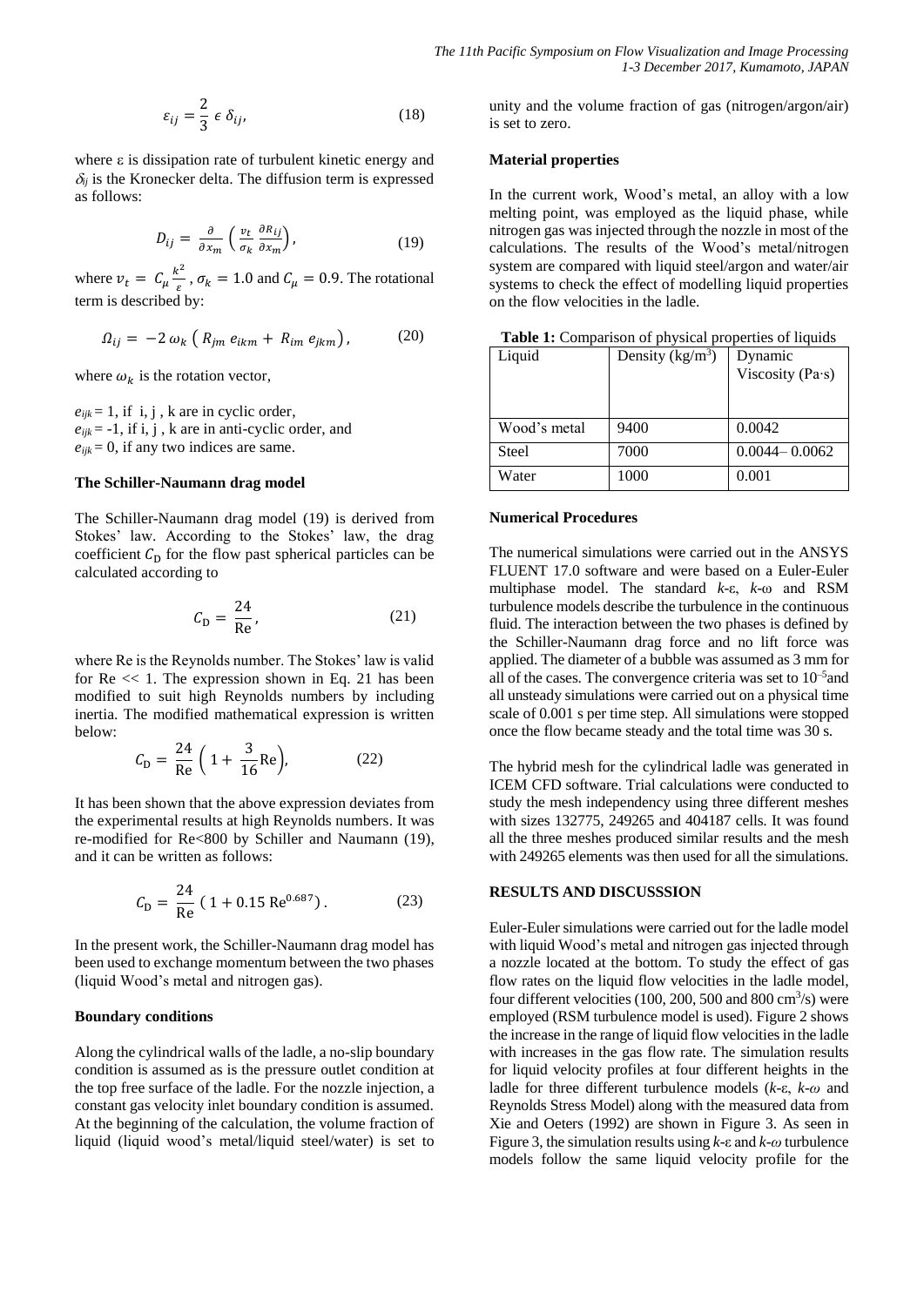$$\varepsilon_{ij} = \frac{2}{3}\,\epsilon\,\delta_{ij}, \tag{18}$$

where ε is dissipation rate of turbulent kinetic energy and $\delta_{ij}$ is the Kronecker delta. The diffusion term is expressed as follows:

$$D_{ij} = \frac{\partial}{\partial x_m}\left(\frac{v_t}{\sigma_k}\frac{\partial R_{ij}}{\partial x_m}\right), \tag{19}$$

where $v_t = C_\mu \frac{k^2}{\varepsilon}$, $\sigma_k = 1.0$ and $C_\mu = 0.9$. The rotational term is described by:

$$\Omega_{ij} = -2\,\omega_k\left(R_{jm}\,e_{ikm} + R_{im}\,e_{jkm}\right), \tag{20}$$

where $\omega_k$ is the rotation vector,

$e_{ijk} = 1$, if i, j , k are in cyclic order,
$e_{ijk} = -1$, if i, j , k are in anti-cyclic order, and
$e_{ijk} = 0$, if any two indices are same.

### The Schiller-Naumann drag model

The Schiller-Naumann drag model (19) is derived from Stokes' law. According to the Stokes' law, the drag coefficient $C_\mathrm{D}$ for the flow past spherical particles can be calculated according to

$$C_\mathrm{D} = \frac{24}{\mathrm{Re}}, \tag{21}$$

where Re is the Reynolds number. The Stokes' law is valid for Re << 1. The expression shown in Eq. 21 has been modified to suit high Reynolds numbers by including inertia. The modified mathematical expression is written below:

$$C_\mathrm{D} = \frac{24}{\mathrm{Re}}\left(1 + \frac{3}{16}\mathrm{Re}\right), \tag{22}$$

It has been shown that the above expression deviates from the experimental results at high Reynolds numbers. It was re-modified for Re<800 by Schiller and Naumann (19), and it can be written as follows:

$$C_\mathrm{D} = \frac{24}{\mathrm{Re}}\left(1 + 0.15\,\mathrm{Re}^{0.687}\right). \tag{23}$$

In the present work, the Schiller-Naumann drag model has been used to exchange momentum between the two phases (liquid Wood's metal and nitrogen gas).

### Boundary conditions

Along the cylindrical walls of the ladle, a no-slip boundary condition is assumed as is the pressure outlet condition at the top free surface of the ladle. For the nozzle injection, a constant gas velocity inlet boundary condition is assumed. At the beginning of the calculation, the volume fraction of liquid (liquid wood's metal/liquid steel/water) is set to unity and the volume fraction of gas (nitrogen/argon/air) is set to zero.

### Material properties

In the current work, Wood's metal, an alloy with a low melting point, was employed as the liquid phase, while nitrogen gas was injected through the nozzle in most of the calculations. The results of the Wood's metal/nitrogen system are compared with liquid steel/argon and water/air systems to check the effect of modelling liquid properties on the flow velocities in the ladle.

**Table 1:** Comparison of physical properties of liquids

| Liquid | Density (kg/m$^3$) | Dynamic Viscosity (Pa·s) |
|---|---|---|
| Wood's metal | 9400 | 0.0042 |
| Steel | 7000 | 0.0044– 0.0062 |
| Water | 1000 | 0.001 |

### Numerical Procedures

The numerical simulations were carried out in the ANSYS FLUENT 17.0 software and were based on a Euler-Euler multiphase model. The standard *k*-ε, *k*-ω and RSM turbulence models describe the turbulence in the continuous fluid. The interaction between the two phases is defined by the Schiller-Naumann drag force and no lift force was applied. The diameter of a bubble was assumed as 3 mm for all of the cases. The convergence criteria was set to $10^{-5}$and all unsteady simulations were carried out on a physical time scale of 0.001 s per time step. All simulations were stopped once the flow became steady and the total time was 30 s.

The hybrid mesh for the cylindrical ladle was generated in ICEM CFD software. Trial calculations were conducted to study the mesh independency using three different meshes with sizes 132775, 249265 and 404187 cells. It was found all the three meshes produced similar results and the mesh with 249265 elements was then used for all the simulations.

## RESULTS AND DISCUSSSION

Euler-Euler simulations were carried out for the ladle model with liquid Wood's metal and nitrogen gas injected through a nozzle located at the bottom. To study the effect of gas flow rates on the liquid flow velocities in the ladle model, four different velocities (100, 200, 500 and 800 cm$^3$/s) were employed (RSM turbulence model is used). Figure 2 shows the increase in the range of liquid flow velocities in the ladle with increases in the gas flow rate. The simulation results for liquid velocity profiles at four different heights in the ladle for three different turbulence models (*k*-ε, *k*-*ω* and Reynolds Stress Model) along with the measured data from Xie and Oeters (1992) are shown in Figure 3. As seen in Figure 3, the simulation results using *k*-ε and *k*-*ω* turbulence models follow the same liquid velocity profile for the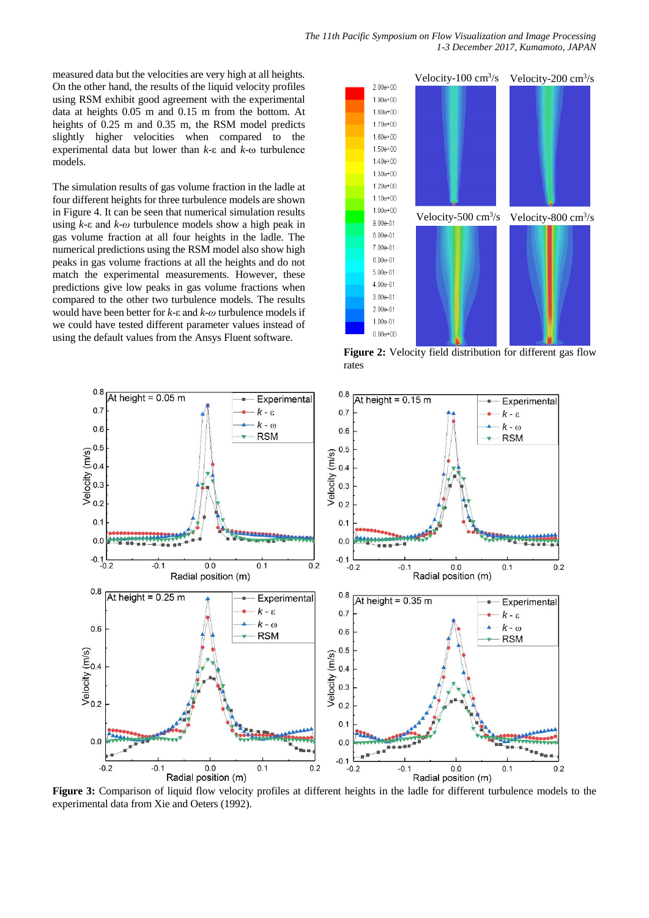measured data but the velocities are very high at all heights. On the other hand, the results of the liquid velocity profiles using RSM exhibit good agreement with the experimental data at heights 0.05 m and 0.15 m from the bottom. At heights of 0.25 m and 0.35 m, the RSM model predicts slightly higher velocities when compared to the experimental data but lower than *k*-ε and *k*-ω turbulence models.

The simulation results of gas volume fraction in the ladle at four different heights for three turbulence models are shown in Figure 4. It can be seen that numerical simulation results using *k*-ε and *k*-*ω* turbulence models show a high peak in gas volume fraction at all four heights in the ladle. The numerical predictions using the RSM model also show high peaks in gas volume fractions at all the heights and do not match the experimental measurements. However, these predictions give low peaks in gas volume fractions when compared to the other two turbulence models. The results would have been better for *k*-ε and *k*-*ω* turbulence models if we could have tested different parameter values instead of using the default values from the Ansys Fluent software.

**Figure 2:** Velocity field distribution for different gas flow rates

**Figure 3:** Comparison of liquid flow velocity profiles at different heights in the ladle for different turbulence models to the experimental data from Xie and Oeters (1992).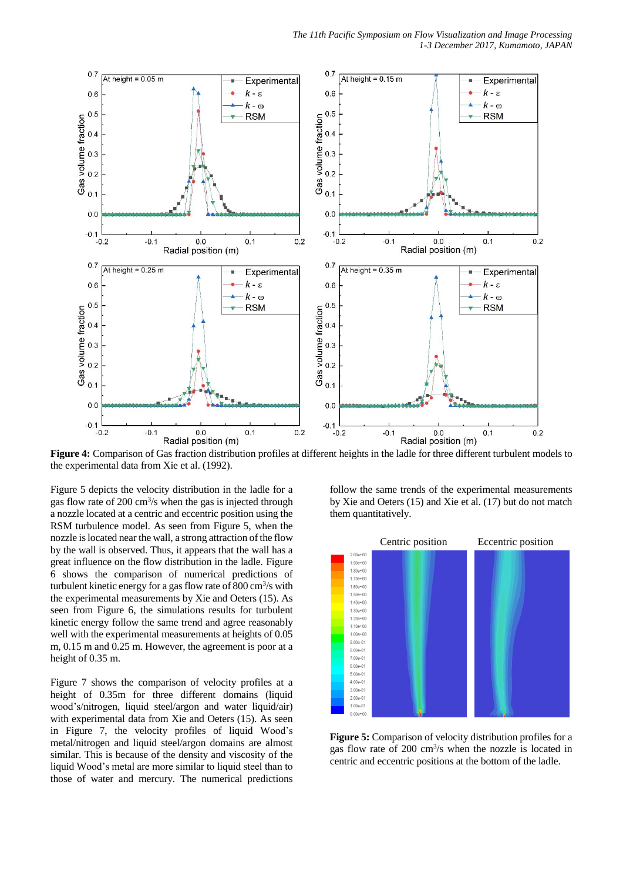**Figure 4:** Comparison of Gas fraction distribution profiles at different heights in the ladle for three different turbulent models to the experimental data from Xie et al. (1992).

Figure 5 depicts the velocity distribution in the ladle for a gas flow rate of 200 $cm^3/s$ when the gas is injected through a nozzle located at a centric and eccentric position using the RSM turbulence model. As seen from Figure 5, when the nozzle is located near the wall, a strong attraction of the flow by the wall is observed. Thus, it appears that the wall has a great influence on the flow distribution in the ladle. Figure 6 shows the comparison of numerical predictions of turbulent kinetic energy for a gas flow rate of 800 $cm^3/s$ with the experimental measurements by Xie and Oeters (15). As seen from Figure 6, the simulations results for turbulent kinetic energy follow the same trend and agree reasonably well with the experimental measurements at heights of 0.05 m, 0.15 m and 0.25 m. However, the agreement is poor at a height of 0.35 m.

Figure 7 shows the comparison of velocity profiles at a height of 0.35m for three different domains (liquid wood's/nitrogen, liquid steel/argon and water liquid/air) with experimental data from Xie and Oeters (15). As seen in Figure 7, the velocity profiles of liquid Wood's metal/nitrogen and liquid steel/argon domains are almost similar. This is because of the density and viscosity of the liquid Wood's metal are more similar to liquid steel than to those of water and mercury. The numerical predictions follow the same trends of the experimental measurements by Xie and Oeters (15) and Xie et al. (17) but do not match them quantitatively.

**Figure 5:** Comparison of velocity distribution profiles for a gas flow rate of 200 $cm^3/s$ when the nozzle is located in centric and eccentric positions at the bottom of the ladle.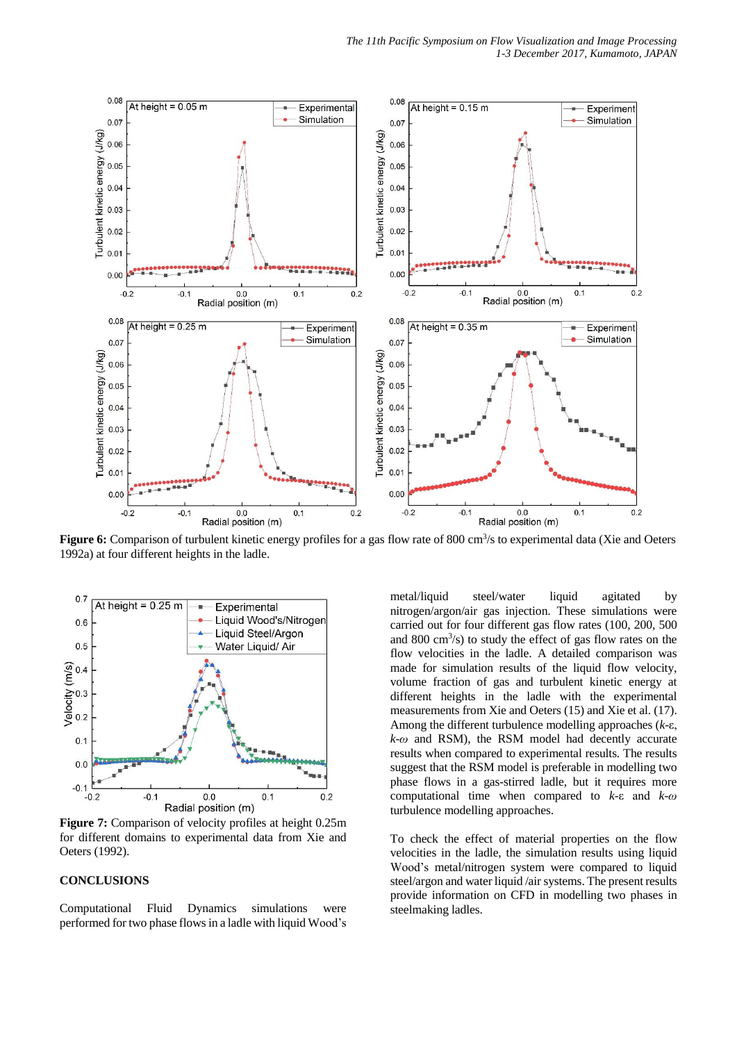**Figure 6:** Comparison of turbulent kinetic energy profiles for a gas flow rate of 800 cm$^3$/s to experimental data (Xie and Oeters 1992a) at four different heights in the ladle.

**Figure 7:** Comparison of velocity profiles at height 0.25m for different domains to experimental data from Xie and Oeters (1992).

## CONCLUSIONS

Computational Fluid Dynamics simulations were performed for two phase flows in a ladle with liquid Wood's metal/liquid steel/water liquid agitated by nitrogen/argon/air gas injection. These simulations were carried out for four different gas flows rates (100, 200, 500 and 800 cm$^3$/s) to study the effect of gas flow rates on the flow velocities in the ladle. A detailed comparison was made for simulation results of the liquid flow velocity, volume fraction of gas and turbulent kinetic energy at different heights in the ladle with the experimental measurements from Xie and Oeters (15) and Xie et al. (17). Among the different turbulence modelling approaches ($k$-$\varepsilon$, $k$-$\omega$ and RSM), the RSM model had decently accurate results when compared to experimental results. The results suggest that the RSM model is preferable in modelling two phase flows in a gas-stirred ladle, but it requires more computational time when compared to $k$-$\varepsilon$ and $k$-$\omega$ turbulence modelling approaches.

To check the effect of material properties on the flow velocities in the ladle, the simulation results using liquid Wood's metal/nitrogen system were compared to liquid steel/argon and water liquid /air systems. The present results provide information on CFD in modelling two phases in steelmaking ladles.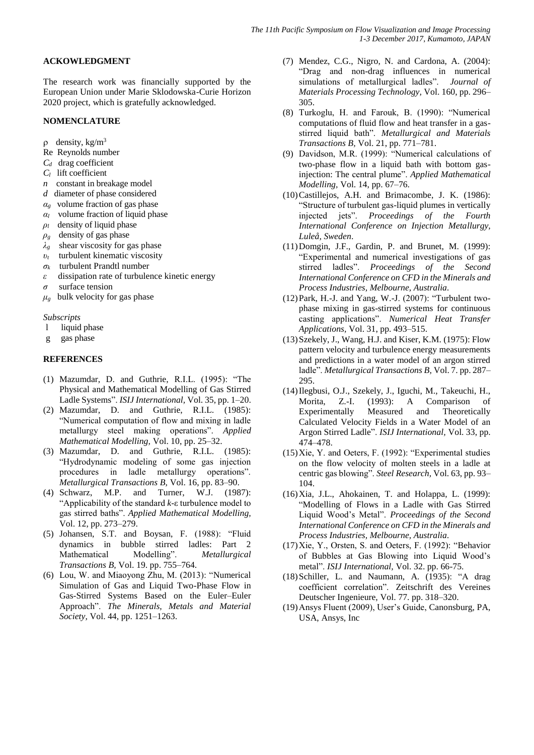## ACKOWLEDGMENT

The research work was financially supported by the European Union under Marie Sklodowska-Curie Horizon 2020 project, which is gratefully acknowledged.

## NOMENCLATURE

$\rho$ density, kg/m$^3$
Re Reynolds number
$C_d$ drag coefficient
$C_l$ lift coefficient
$n$ constant in breakage model
$d$ diameter of phase considered
$\alpha_g$ volume fraction of gas phase
$\alpha_l$ volume fraction of liquid phase
$\rho_l$ density of liquid phase
$\rho_g$ density of gas phase
$\lambda_g$ shear viscosity for gas phase
$\upsilon_t$ turbulent kinematic viscosity
$\sigma_k$ turbulent Prandtl number
$\varepsilon$ dissipation rate of turbulence kinetic energy
$\sigma$ surface tension
$\mu_g$ bulk velocity for gas phase

*Subscripts*
l liquid phase
g gas phase

## REFERENCES

(1) Mazumdar, D. and Guthrie, R.I.L. (1995): "The Physical and Mathematical Modelling of Gas Stirred Ladle Systems". *ISIJ International,* Vol. 35, pp. 1–20.
(2) Mazumdar, D. and Guthrie, R.I.L. (1985): "Numerical computation of flow and mixing in ladle metallurgy steel making operations". *Applied Mathematical Modelling,* Vol. 10, pp. 25–32.
(3) Mazumdar, D. and Guthrie, R.I.L. (1985): "Hydrodynamic modeling of some gas injection procedures in ladle metallurgy operations". *Metallurgical Transactions B,* Vol. 16, pp. 83–90.
(4) Schwarz, M.P. and Turner, W.J. (1987): "Applicability of the standard *k*-ε turbulence model to gas stirred baths". *Applied Mathematical Modelling,* Vol. 12, pp. 273–279.
(5) Johansen, S.T. and Boysan, F. (1988): "Fluid dynamics in bubble stirred ladles: Part 2 Mathematical Modelling". *Metallurgical Transactions B,* Vol. 19. pp. 755–764.
(6) Lou, W. and Miaoyong Zhu, M. (2013): "Numerical Simulation of Gas and Liquid Two-Phase Flow in Gas-Stirred Systems Based on the Euler–Euler Approach". *The Minerals, Metals and Material Society,* Vol. 44, pp. 1251–1263.
(7) Mendez, C.G., Nigro, N. and Cardona, A. (2004): "Drag and non-drag influences in numerical simulations of metallurgical ladles". *Journal of Materials Processing Technology,* Vol. 160, pp. 296–305.
(8) Turkoglu, H. and Farouk, B. (1990): "Numerical computations of fluid flow and heat transfer in a gas-stirred liquid bath". *Metallurgical and Materials Transactions B,* Vol. 21, pp. 771–781.
(9) Davidson, M.R. (1999): "Numerical calculations of two-phase flow in a liquid bath with bottom gas-injection: The central plume". *Applied Mathematical Modelling,* Vol. 14, pp. 67–76.
(10) Castillejos, A.H. and Brimacombe, J. K. (1986): "Structure of turbulent gas-liquid plumes in vertically injected jets". *Proceedings of the Fourth International Conference on Injection Metallurgy, Luleå, Sweden*.
(11) Domgin, J.F., Gardin, P. and Brunet, M. (1999): "Experimental and numerical investigations of gas stirred ladles". *Proceedings of the Second International Conference on CFD in the Minerals and Process Industries, Melbourne, Australia*.
(12) Park, H.-J. and Yang, W.-J. (2007): "Turbulent two-phase mixing in gas-stirred systems for continuous casting applications". *Numerical Heat Transfer Applications,* Vol. 31, pp. 493–515.
(13) Szekely, J., Wang, H.J. and Kiser, K.M. (1975): Flow pattern velocity and turbulence energy measurements and predictions in a water model of an argon stirred ladle". *Metallurgical Transactions B,* Vol. 7. pp. 287–295.
(14) Ilegbusi, O.J., Szekely, J., Iguchi, M., Takeuchi, H., Morita, Z.-I. (1993): A Comparison of Experimentally Measured and Theoretically Calculated Velocity Fields in a Water Model of an Argon Stirred Ladle". *ISIJ International,* Vol. 33, pp. 474–478.
(15) Xie, Y. and Oeters, F. (1992): "Experimental studies on the flow velocity of molten steels in a ladle at centric gas blowing". *Steel Research,* Vol. 63, pp. 93–104.
(16) Xia, J.L., Ahokainen, T. and Holappa, L. (1999): "Modelling of Flows in a Ladle with Gas Stirred Liquid Wood's Metal". *Proceedings of the Second International Conference on CFD in the Minerals and Process Industries, Melbourne, Australia*.
(17) Xie, Y., Orsten, S. and Oeters, F. (1992): "Behavior of Bubbles at Gas Blowing into Liquid Wood's metal". *ISIJ International,* Vol. 32. pp. 66-75.
(18) Schiller, L. and Naumann, A. (1935): "A drag coefficient correlation". Zeitschrift des Vereines Deutscher Ingenieure, Vol. 77. pp. 318–320.
(19) Ansys Fluent (2009), User's Guide, Canonsburg, PA, USA, Ansys, Inc